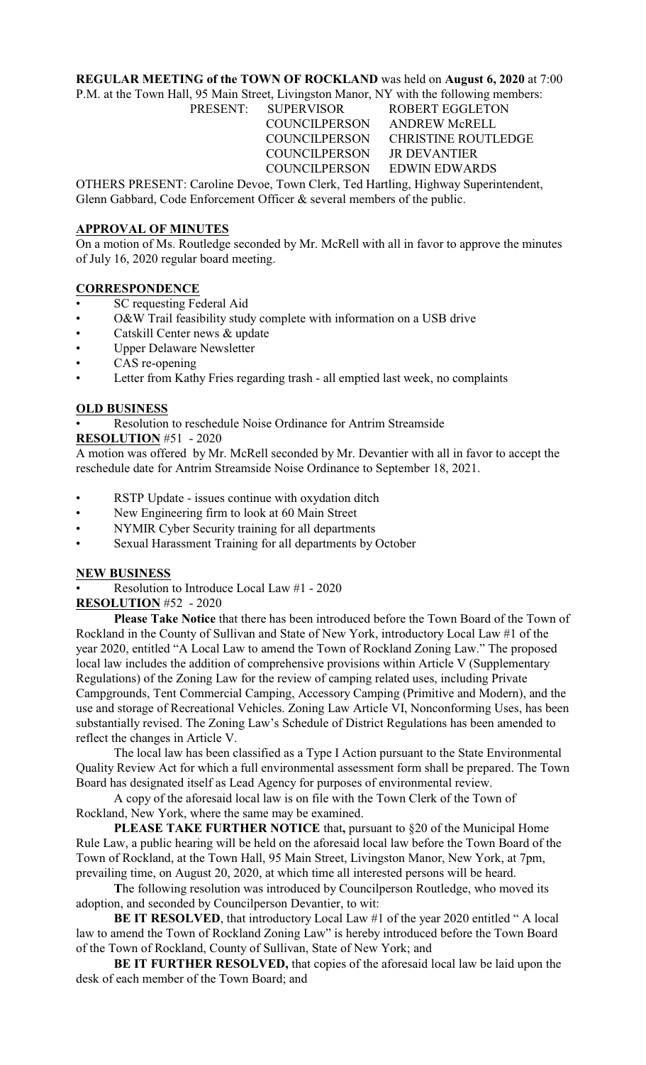**REGULAR MEETING of the TOWN OF ROCKLAND** was held on **August 6, 2020** at 7:00 P.M. at the Town Hall, 95 Main Street, Livingston Manor, NY with the following members:

| PRESENT: | SUPERVISOR | ROBERT EGGLETON |
|---|---|---|
| | COUNCILPERSON | ANDREW McRELL |
| | COUNCILPERSON | CHRISTINE ROUTLEDGE |
| | COUNCILPERSON | JR DEVANTIER |
| | COUNCILPERSON | EDWIN EDWARDS |

OTHERS PRESENT: Caroline Devoe, Town Clerk, Ted Hartling, Highway Superintendent, Glenn Gabbard, Code Enforcement Officer & several members of the public.

## APPROVAL OF MINUTES

On a motion of Ms. Routledge seconded by Mr. McRell with all in favor to approve the minutes of July 16, 2020 regular board meeting.

## CORRESPONDENCE

- SC requesting Federal Aid
- O&W Trail feasibility study complete with information on a USB drive
- Catskill Center news & update
- Upper Delaware Newsletter
- CAS re-opening
- Letter from Kathy Fries regarding trash - all emptied last week, no complaints

## OLD BUSINESS

- Resolution to reschedule Noise Ordinance for Antrim Streamside

**RESOLUTION** #51 - 2020

A motion was offered by Mr. McRell seconded by Mr. Devantier with all in favor to accept the reschedule date for Antrim Streamside Noise Ordinance to September 18, 2021.

- RSTP Update - issues continue with oxydation ditch
- New Engineering firm to look at 60 Main Street
- NYMIR Cyber Security training for all departments
- Sexual Harassment Training for all departments by October

## NEW BUSINESS

- Resolution to Introduce Local Law #1 - 2020

**RESOLUTION** #52 - 2020

**Please Take Notice** that there has been introduced before the Town Board of the Town of Rockland in the County of Sullivan and State of New York, introductory Local Law #1 of the year 2020, entitled "A Local Law to amend the Town of Rockland Zoning Law." The proposed local law includes the addition of comprehensive provisions within Article V (Supplementary Regulations) of the Zoning Law for the review of camping related uses, including Private Campgrounds, Tent Commercial Camping, Accessory Camping (Primitive and Modern), and the use and storage of Recreational Vehicles. Zoning Law Article VI, Nonconforming Uses, has been substantially revised. The Zoning Law's Schedule of District Regulations has been amended to reflect the changes in Article V.

The local law has been classified as a Type I Action pursuant to the State Environmental Quality Review Act for which a full environmental assessment form shall be prepared. The Town Board has designated itself as Lead Agency for purposes of environmental review.

A copy of the aforesaid local law is on file with the Town Clerk of the Town of Rockland, New York, where the same may be examined.

**PLEASE TAKE FURTHER NOTICE** that**,** pursuant to §20 of the Municipal Home Rule Law, a public hearing will be held on the aforesaid local law before the Town Board of the Town of Rockland, at the Town Hall, 95 Main Street, Livingston Manor, New York, at 7pm, prevailing time, on August 20, 2020, at which time all interested persons will be heard.

**T**he following resolution was introduced by Councilperson Routledge, who moved its adoption, and seconded by Councilperson Devantier, to wit:

**BE IT RESOLVED**, that introductory Local Law #1 of the year 2020 entitled " A local law to amend the Town of Rockland Zoning Law" is hereby introduced before the Town Board of the Town of Rockland, County of Sullivan, State of New York; and

**BE IT FURTHER RESOLVED,** that copies of the aforesaid local law be laid upon the desk of each member of the Town Board; and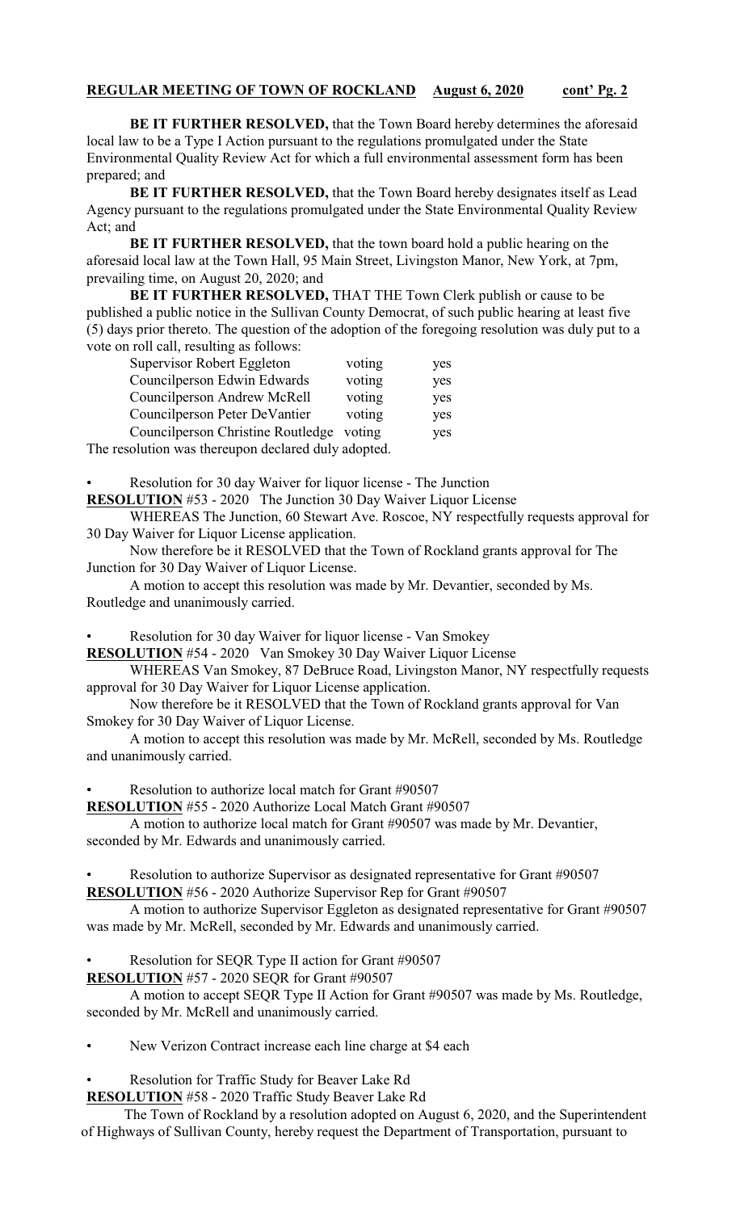**BE IT FURTHER RESOLVED,** that the Town Board hereby determines the aforesaid local law to be a Type I Action pursuant to the regulations promulgated under the State Environmental Quality Review Act for which a full environmental assessment form has been prepared; and

**BE IT FURTHER RESOLVED,** that the Town Board hereby designates itself as Lead Agency pursuant to the regulations promulgated under the State Environmental Quality Review Act; and

**BE IT FURTHER RESOLVED,** that the town board hold a public hearing on the aforesaid local law at the Town Hall, 95 Main Street, Livingston Manor, New York, at 7pm, prevailing time, on August 20, 2020; and

**BE IT FURTHER RESOLVED,** THAT THE Town Clerk publish or cause to be published a public notice in the Sullivan County Democrat, of such public hearing at least five (5) days prior thereto. The question of the adoption of the foregoing resolution was duly put to a vote on roll call, resulting as follows:

| | | |
|---|---|---|
| Supervisor Robert Eggleton | voting | yes |
| Councilperson Edwin Edwards | voting | yes |
| Councilperson Andrew McRell | voting | yes |
| Councilperson Peter DeVantier | voting | yes |
| Councilperson Christine Routledge | voting | yes |

The resolution was thereupon declared duly adopted.

- Resolution for 30 day Waiver for liquor license - The Junction

**RESOLUTION** #53 - 2020 The Junction 30 Day Waiver Liquor License

WHEREAS The Junction, 60 Stewart Ave. Roscoe, NY respectfully requests approval for 30 Day Waiver for Liquor License application.

Now therefore be it RESOLVED that the Town of Rockland grants approval for The Junction for 30 Day Waiver of Liquor License.

A motion to accept this resolution was made by Mr. Devantier, seconded by Ms. Routledge and unanimously carried.

- Resolution for 30 day Waiver for liquor license - Van Smokey

**RESOLUTION** #54 - 2020 Van Smokey 30 Day Waiver Liquor License

WHEREAS Van Smokey, 87 DeBruce Road, Livingston Manor, NY respectfully requests approval for 30 Day Waiver for Liquor License application.

Now therefore be it RESOLVED that the Town of Rockland grants approval for Van Smokey for 30 Day Waiver of Liquor License.

A motion to accept this resolution was made by Mr. McRell, seconded by Ms. Routledge and unanimously carried.

- Resolution to authorize local match for Grant #90507

**RESOLUTION** #55 - 2020 Authorize Local Match Grant #90507

A motion to authorize local match for Grant #90507 was made by Mr. Devantier, seconded by Mr. Edwards and unanimously carried.

- Resolution to authorize Supervisor as designated representative for Grant #90507

**RESOLUTION** #56 - 2020 Authorize Supervisor Rep for Grant #90507

A motion to authorize Supervisor Eggleton as designated representative for Grant #90507 was made by Mr. McRell, seconded by Mr. Edwards and unanimously carried.

- Resolution for SEQR Type II action for Grant #90507

**RESOLUTION** #57 - 2020 SEQR for Grant #90507

A motion to accept SEQR Type II Action for Grant #90507 was made by Ms. Routledge, seconded by Mr. McRell and unanimously carried.

- New Verizon Contract increase each line charge at $4 each

- Resolution for Traffic Study for Beaver Lake Rd

**RESOLUTION** #58 - 2020 Traffic Study Beaver Lake Rd

The Town of Rockland by a resolution adopted on August 6, 2020, and the Superintendent of Highways of Sullivan County, hereby request the Department of Transportation, pursuant to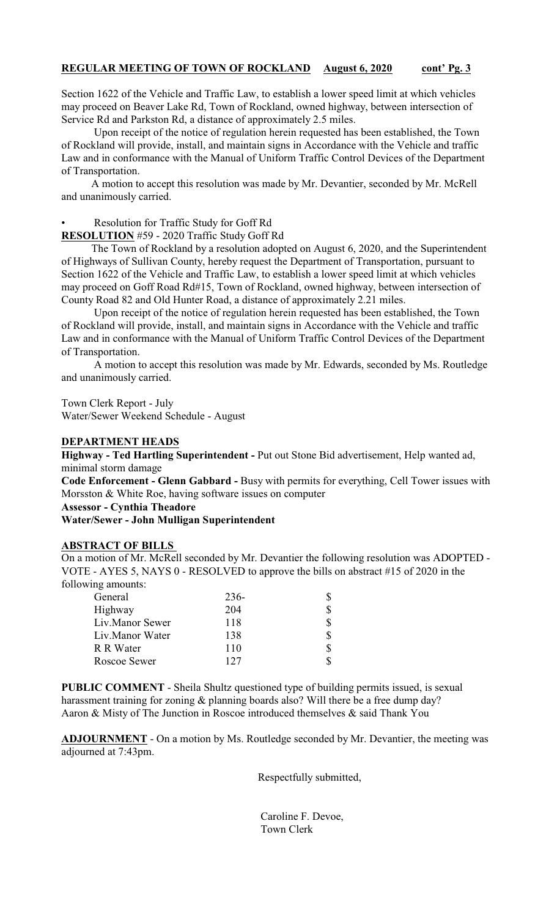Section 1622 of the Vehicle and Traffic Law, to establish a lower speed limit at which vehicles may proceed on Beaver Lake Rd, Town of Rockland, owned highway, between intersection of Service Rd and Parkston Rd, a distance of approximately 2.5 miles.

Upon receipt of the notice of regulation herein requested has been established, the Town of Rockland will provide, install, and maintain signs in Accordance with the Vehicle and traffic Law and in conformance with the Manual of Uniform Traffic Control Devices of the Department of Transportation.

A motion to accept this resolution was made by Mr. Devantier, seconded by Mr. McRell and unanimously carried.

- Resolution for Traffic Study for Goff Rd

**RESOLUTION** #59 - 2020 Traffic Study Goff Rd

The Town of Rockland by a resolution adopted on August 6, 2020, and the Superintendent of Highways of Sullivan County, hereby request the Department of Transportation, pursuant to Section 1622 of the Vehicle and Traffic Law, to establish a lower speed limit at which vehicles may proceed on Goff Road Rd#15, Town of Rockland, owned highway, between intersection of County Road 82 and Old Hunter Road, a distance of approximately 2.21 miles.

Upon receipt of the notice of regulation herein requested has been established, the Town of Rockland will provide, install, and maintain signs in Accordance with the Vehicle and traffic Law and in conformance with the Manual of Uniform Traffic Control Devices of the Department of Transportation.

A motion to accept this resolution was made by Mr. Edwards, seconded by Ms. Routledge and unanimously carried.

Town Clerk Report - July
Water/Sewer Weekend Schedule - August

## DEPARTMENT HEADS

**Highway - Ted Hartling Superintendent -** Put out Stone Bid advertisement, Help wanted ad, minimal storm damage

**Code Enforcement - Glenn Gabbard -** Busy with permits for everything, Cell Tower issues with Morsston & White Roe, having software issues on computer

**Assessor - Cynthia Theadore**

**Water/Sewer - John Mulligan Superintendent**

## ABSTRACT OF BILLS

On a motion of Mr. McRell seconded by Mr. Devantier the following resolution was ADOPTED - VOTE - AYES 5, NAYS 0 - RESOLVED to approve the bills on abstract #15 of 2020 in the following amounts:

| | | |
|---|---|---|
| General | 236- | $ |
| Highway | 204 | $ |
| Liv.Manor Sewer | 118 | $ |
| Liv.Manor Water | 138 | $ |
| R R Water | 110 | $ |
| Roscoe Sewer | 127 | $ |

**PUBLIC COMMENT** - Sheila Shultz questioned type of building permits issued, is sexual harassment training for zoning & planning boards also? Will there be a free dump day?
Aaron & Misty of The Junction in Roscoe introduced themselves & said Thank You

**ADJOURNMENT** - On a motion by Ms. Routledge seconded by Mr. Devantier, the meeting was adjourned at 7:43pm.

Respectfully submitted,

Caroline F. Devoe,
Town Clerk